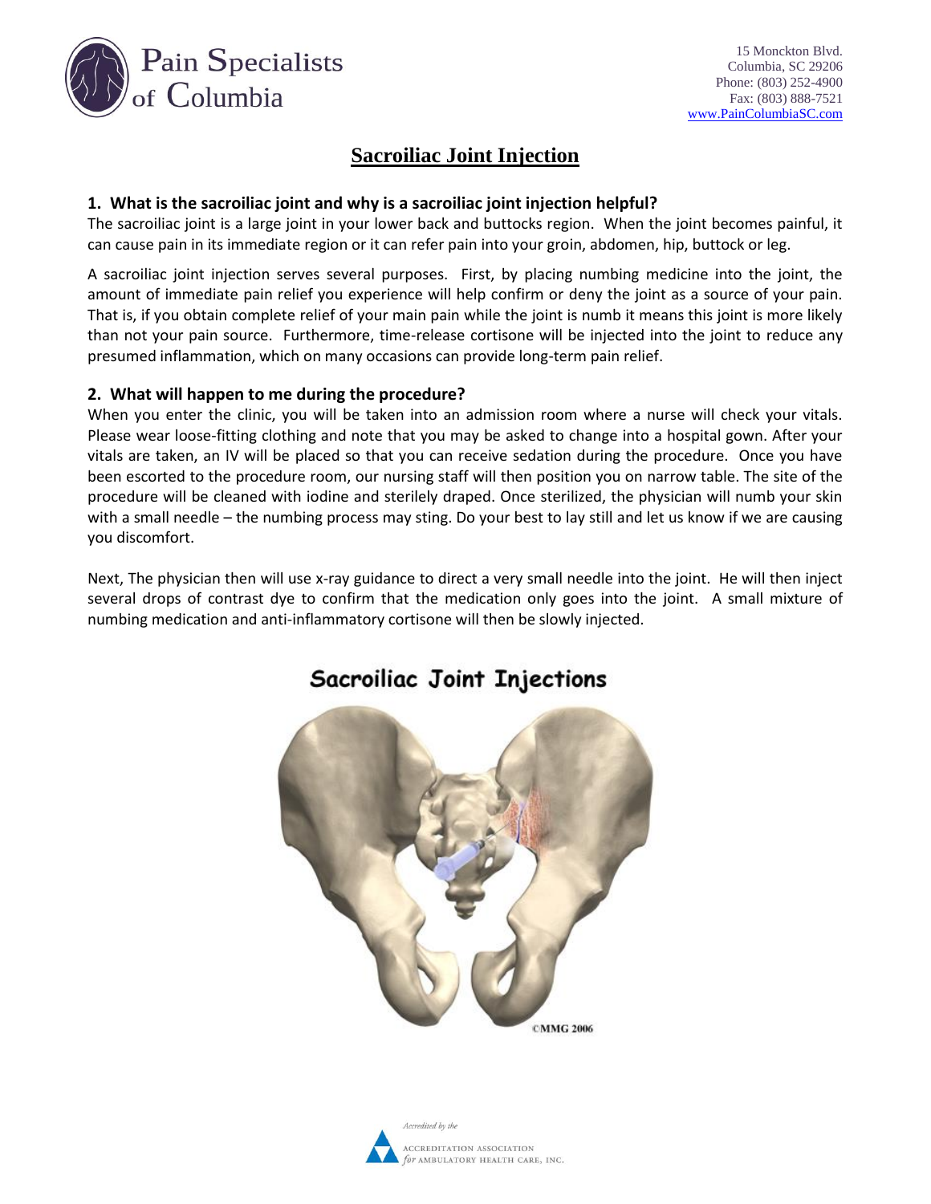Pain Specialists of Columbia

15 Monckton Blvd.
Columbia, SC 29206
Phone: (803) 252-4900
Fax: (803) 888-7521
www.PainColumbiaSC.com

# Sacroiliac Joint Injection

## 1. What is the sacroiliac joint and why is a sacroiliac joint injection helpful?

The sacroiliac joint is a large joint in your lower back and buttocks region. When the joint becomes painful, it can cause pain in its immediate region or it can refer pain into your groin, abdomen, hip, buttock or leg.

A sacroiliac joint injection serves several purposes. First, by placing numbing medicine into the joint, the amount of immediate pain relief you experience will help confirm or deny the joint as a source of your pain. That is, if you obtain complete relief of your main pain while the joint is numb it means this joint is more likely than not your pain source. Furthermore, time-release cortisone will be injected into the joint to reduce any presumed inflammation, which on many occasions can provide long-term pain relief.

## 2. What will happen to me during the procedure?

When you enter the clinic, you will be taken into an admission room where a nurse will check your vitals. Please wear loose-fitting clothing and note that you may be asked to change into a hospital gown. After your vitals are taken, an IV will be placed so that you can receive sedation during the procedure. Once you have been escorted to the procedure room, our nursing staff will then position you on narrow table. The site of the procedure will be cleaned with iodine and sterilely draped. Once sterilized, the physician will numb your skin with a small needle – the numbing process may sting. Do your best to lay still and let us know if we are causing you discomfort.

Next, The physician then will use x-ray guidance to direct a very small needle into the joint. He will then inject several drops of contrast dye to confirm that the medication only goes into the joint. A small mixture of numbing medication and anti-inflammatory cortisone will then be slowly injected.

Sacroiliac Joint Injections

©MMG 2006

Accredited by the Accreditation Association for Ambulatory Health Care, Inc.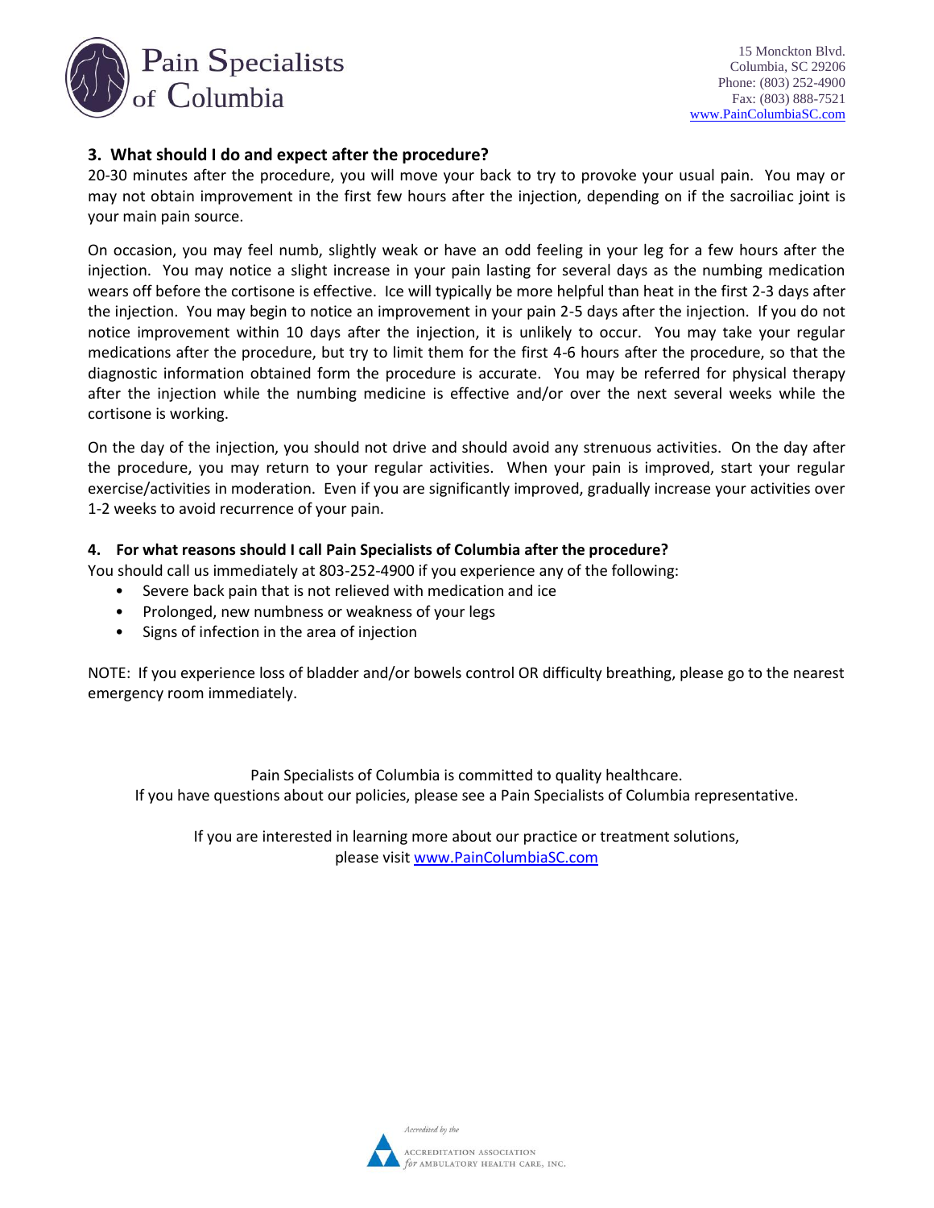Pain Specialists of Columbia

15 Monckton Blvd.
Columbia, SC 29206
Phone: (803) 252-4900
Fax: (803) 888-7521
www.PainColumbiaSC.com

### 3. What should I do and expect after the procedure?

20-30 minutes after the procedure, you will move your back to try to provoke your usual pain. You may or may not obtain improvement in the first few hours after the injection, depending on if the sacroiliac joint is your main pain source.

On occasion, you may feel numb, slightly weak or have an odd feeling in your leg for a few hours after the injection. You may notice a slight increase in your pain lasting for several days as the numbing medication wears off before the cortisone is effective. Ice will typically be more helpful than heat in the first 2-3 days after the injection. You may begin to notice an improvement in your pain 2-5 days after the injection. If you do not notice improvement within 10 days after the injection, it is unlikely to occur. You may take your regular medications after the procedure, but try to limit them for the first 4-6 hours after the procedure, so that the diagnostic information obtained form the procedure is accurate. You may be referred for physical therapy after the injection while the numbing medicine is effective and/or over the next several weeks while the cortisone is working.

On the day of the injection, you should not drive and should avoid any strenuous activities. On the day after the procedure, you may return to your regular activities. When your pain is improved, start your regular exercise/activities in moderation. Even if you are significantly improved, gradually increase your activities over 1-2 weeks to avoid recurrence of your pain.

### 4. For what reasons should I call Pain Specialists of Columbia after the procedure?

You should call us immediately at 803-252-4900 if you experience any of the following:

- Severe back pain that is not relieved with medication and ice
- Prolonged, new numbness or weakness of your legs
- Signs of infection in the area of injection

NOTE: If you experience loss of bladder and/or bowels control OR difficulty breathing, please go to the nearest emergency room immediately.

Pain Specialists of Columbia is committed to quality healthcare.
If you have questions about our policies, please see a Pain Specialists of Columbia representative.

If you are interested in learning more about our practice or treatment solutions,
please visit www.PainColumbiaSC.com

*Accredited by the*
ACCREDITATION ASSOCIATION *for* AMBULATORY HEALTH CARE, INC.